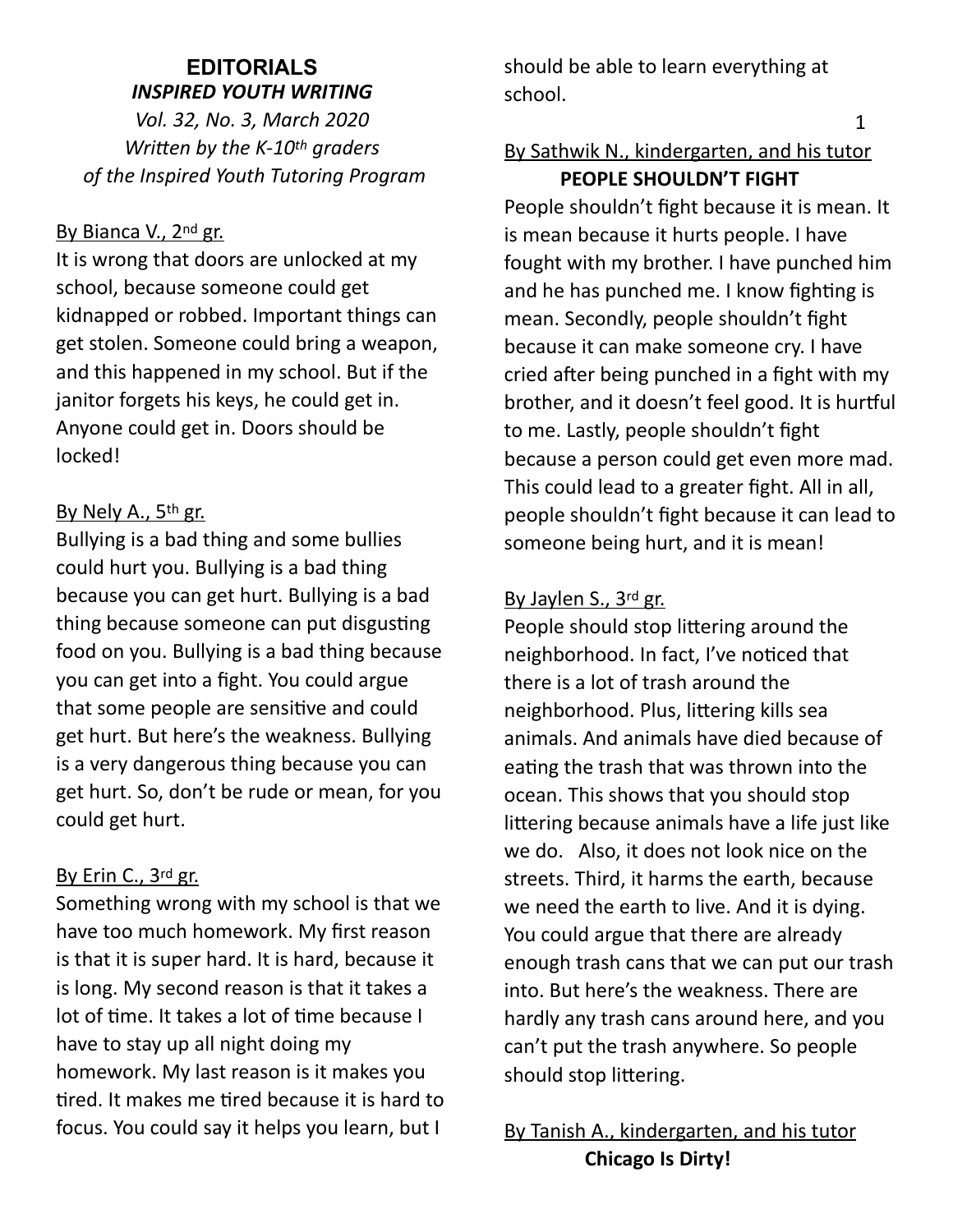# EDITORIALS

***INSPIRED YOUTH WRITING***

*Vol. 32, No. 3, March 2020*

*Written by the K-10th graders of the Inspired Youth Tutoring Program*

By Bianca V., 2nd gr.

It is wrong that doors are unlocked at my school, because someone could get kidnapped or robbed. Important things can get stolen. Someone could bring a weapon, and this happened in my school. But if the janitor forgets his keys, he could get in. Anyone could get in. Doors should be locked!

By Nely A., 5th gr.

Bullying is a bad thing and some bullies could hurt you. Bullying is a bad thing because you can get hurt. Bullying is a bad thing because someone can put disgusting food on you. Bullying is a bad thing because you can get into a fight. You could argue that some people are sensitive and could get hurt. But here's the weakness. Bullying is a very dangerous thing because you can get hurt. So, don't be rude or mean, for you could get hurt.

By Erin C., 3rd gr.

Something wrong with my school is that we have too much homework. My first reason is that it is super hard. It is hard, because it is long. My second reason is that it takes a lot of time. It takes a lot of time because I have to stay up all night doing my homework. My last reason is it makes you tired. It makes me tired because it is hard to focus. You could say it helps you learn, but I should be able to learn everything at school.

By Sathwik N., kindergarten, and his tutor

**PEOPLE SHOULDN'T FIGHT**

People shouldn't fight because it is mean. It is mean because it hurts people. I have fought with my brother. I have punched him and he has punched me. I know fighting is mean. Secondly, people shouldn't fight because it can make someone cry. I have cried after being punched in a fight with my brother, and it doesn't feel good. It is hurtful to me. Lastly, people shouldn't fight because a person could get even more mad. This could lead to a greater fight. All in all, people shouldn't fight because it can lead to someone being hurt, and it is mean!

By Jaylen S., 3rd gr.

People should stop littering around the neighborhood. In fact, I've noticed that there is a lot of trash around the neighborhood. Plus, littering kills sea animals. And animals have died because of eating the trash that was thrown into the ocean. This shows that you should stop littering because animals have a life just like we do. Also, it does not look nice on the streets. Third, it harms the earth, because we need the earth to live. And it is dying. You could argue that there are already enough trash cans that we can put our trash into. But here's the weakness. There are hardly any trash cans around here, and you can't put the trash anywhere. So people should stop littering.

By Tanish A., kindergarten, and his tutor

**Chicago Is Dirty!**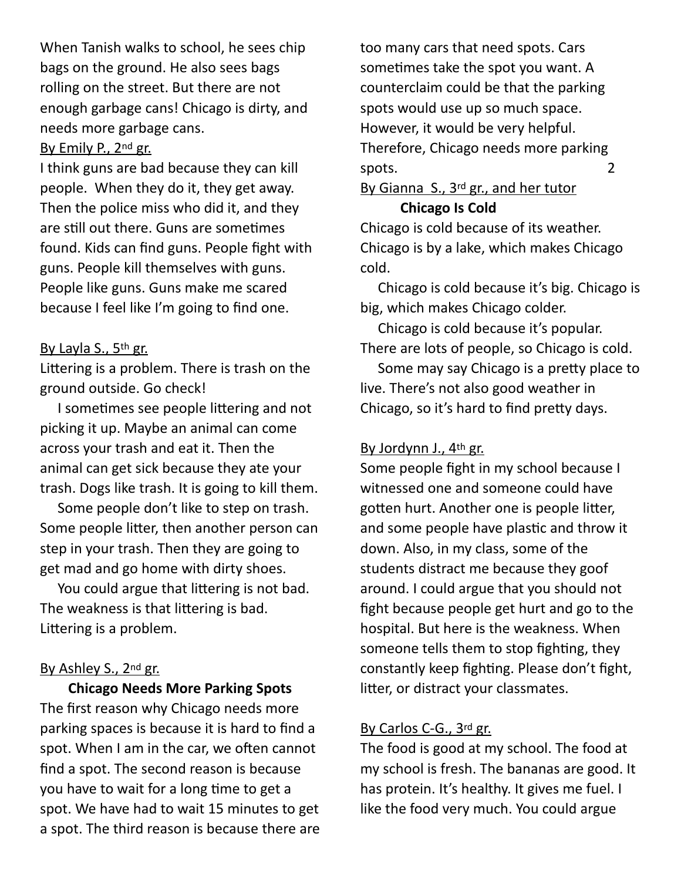When Tanish walks to school, he sees chip bags on the ground. He also sees bags rolling on the street. But there are not enough garbage cans! Chicago is dirty, and needs more garbage cans.

By Emily P., 2nd gr.

I think guns are bad because they can kill people. When they do it, they get away. Then the police miss who did it, and they are still out there. Guns are sometimes found. Kids can find guns. People fight with guns. People kill themselves with guns. People like guns. Guns make me scared because I feel like I'm going to find one.

By Layla S., 5th gr.

Littering is a problem. There is trash on the ground outside. Go check!

I sometimes see people littering and not picking it up. Maybe an animal can come across your trash and eat it. Then the animal can get sick because they ate your trash. Dogs like trash. It is going to kill them.

Some people don't like to step on trash. Some people litter, then another person can step in your trash. Then they are going to get mad and go home with dirty shoes.

You could argue that littering is not bad. The weakness is that littering is bad. Littering is a problem.

By Ashley S., 2nd gr.

**Chicago Needs More Parking Spots**

The first reason why Chicago needs more parking spaces is because it is hard to find a spot. When I am in the car, we often cannot find a spot. The second reason is because you have to wait for a long time to get a spot. We have had to wait 15 minutes to get a spot. The third reason is because there are too many cars that need spots. Cars sometimes take the spot you want. A counterclaim could be that the parking spots would use up so much space. However, it would be very helpful. Therefore, Chicago needs more parking spots.

By Gianna S., 3rd gr., and her tutor

**Chicago Is Cold**

Chicago is cold because of its weather. Chicago is by a lake, which makes Chicago cold.

Chicago is cold because it's big. Chicago is big, which makes Chicago colder.

Chicago is cold because it's popular. There are lots of people, so Chicago is cold.

Some may say Chicago is a pretty place to live. There's not also good weather in Chicago, so it's hard to find pretty days.

By Jordynn J., 4th gr.

Some people fight in my school because I witnessed one and someone could have gotten hurt. Another one is people litter, and some people have plastic and throw it down. Also, in my class, some of the students distract me because they goof around. I could argue that you should not fight because people get hurt and go to the hospital. But here is the weakness. When someone tells them to stop fighting, they constantly keep fighting. Please don't fight, litter, or distract your classmates.

By Carlos C-G., 3rd gr.

The food is good at my school. The food at my school is fresh. The bananas are good. It has protein. It's healthy. It gives me fuel. I like the food very much. You could argue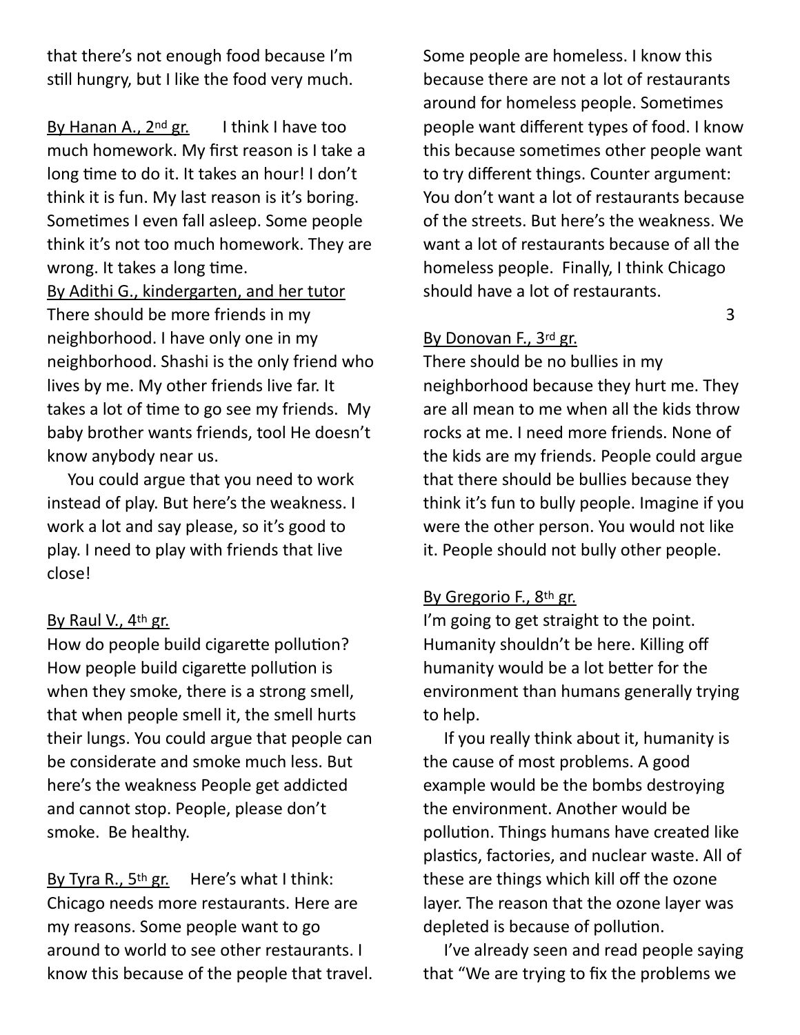that there's not enough food because I'm still hungry, but I like the food very much.

By Hanan A., 2nd gr. I think I have too much homework. My first reason is I take a long time to do it. It takes an hour! I don't think it is fun. My last reason is it's boring. Sometimes I even fall asleep. Some people think it's not too much homework. They are wrong. It takes a long time.

By Adithi G., kindergarten, and her tutor
There should be more friends in my neighborhood. I have only one in my neighborhood. Shashi is the only friend who lives by me. My other friends live far. It takes a lot of time to go see my friends. My baby brother wants friends, tool He doesn't know anybody near us.

You could argue that you need to work instead of play. But here's the weakness. I work a lot and say please, so it's good to play. I need to play with friends that live close!

By Raul V., 4th gr.
How do people build cigarette pollution? How people build cigarette pollution is when they smoke, there is a strong smell, that when people smell it, the smell hurts their lungs. You could argue that people can be considerate and smoke much less. But here's the weakness People get addicted and cannot stop. People, please don't smoke. Be healthy.

By Tyra R., 5th gr. Here's what I think: Chicago needs more restaurants. Here are my reasons. Some people want to go around to world to see other restaurants. I know this because of the people that travel. Some people are homeless. I know this because there are not a lot of restaurants around for homeless people. Sometimes people want different types of food. I know this because sometimes other people want to try different things. Counter argument: You don't want a lot of restaurants because of the streets. But here's the weakness. We want a lot of restaurants because of all the homeless people. Finally, I think Chicago should have a lot of restaurants.

By Donovan F., 3rd gr.
There should be no bullies in my neighborhood because they hurt me. They are all mean to me when all the kids throw rocks at me. I need more friends. None of the kids are my friends. People could argue that there should be bullies because they think it's fun to bully people. Imagine if you were the other person. You would not like it. People should not bully other people.

By Gregorio F., 8th gr.
I'm going to get straight to the point. Humanity shouldn't be here. Killing off humanity would be a lot better for the environment than humans generally trying to help.

If you really think about it, humanity is the cause of most problems. A good example would be the bombs destroying the environment. Another would be pollution. Things humans have created like plastics, factories, and nuclear waste. All of these are things which kill off the ozone layer. The reason that the ozone layer was depleted is because of pollution.

I've already seen and read people saying that "We are trying to fix the problems we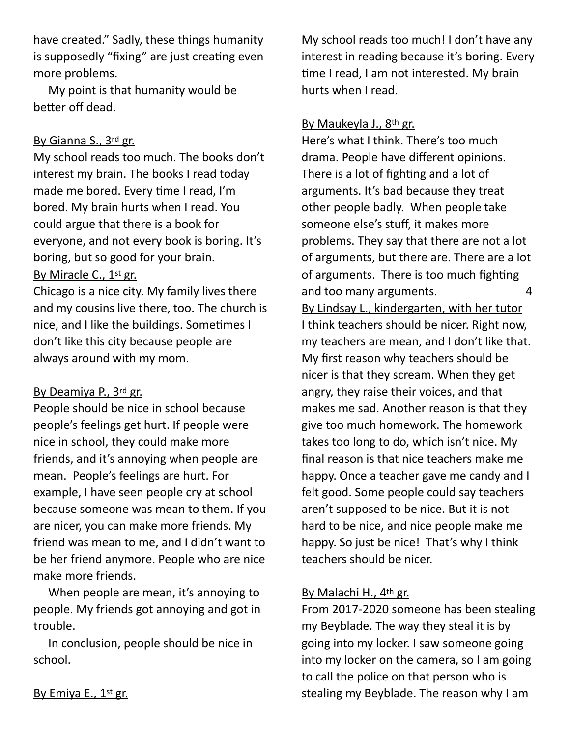have created." Sadly, these things humanity is supposedly "fixing" are just creating even more problems.

My point is that humanity would be better off dead.

By Gianna S., 3rd gr.

My school reads too much. The books don't interest my brain. The books I read today made me bored. Every time I read, I'm bored. My brain hurts when I read. You could argue that there is a book for everyone, and not every book is boring. It's boring, but so good for your brain.

By Miracle C., 1st gr.

Chicago is a nice city. My family lives there and my cousins live there, too. The church is nice, and I like the buildings. Sometimes I don't like this city because people are always around with my mom.

By Deamiya P., 3rd gr.

People should be nice in school because people's feelings get hurt. If people were nice in school, they could make more friends, and it's annoying when people are mean. People's feelings are hurt. For example, I have seen people cry at school because someone was mean to them. If you are nicer, you can make more friends. My friend was mean to me, and I didn't want to be her friend anymore. People who are nice make more friends.

When people are mean, it's annoying to people. My friends got annoying and got in trouble.

In conclusion, people should be nice in school.

By Emiya E., 1st gr.

My school reads too much! I don't have any interest in reading because it's boring. Every time I read, I am not interested. My brain hurts when I read.

By Maukeyla J., 8th gr.

Here's what I think. There's too much drama. People have different opinions. There is a lot of fighting and a lot of arguments. It's bad because they treat other people badly. When people take someone else's stuff, it makes more problems. They say that there are not a lot of arguments, but there are. There are a lot of arguments. There is too much fighting and too many arguments.

By Lindsay L., kindergarten, with her tutor

I think teachers should be nicer. Right now, my teachers are mean, and I don't like that. My first reason why teachers should be nicer is that they scream. When they get angry, they raise their voices, and that makes me sad. Another reason is that they give too much homework. The homework takes too long to do, which isn't nice. My final reason is that nice teachers make me happy. Once a teacher gave me candy and I felt good. Some people could say teachers aren't supposed to be nice. But it is not hard to be nice, and nice people make me happy. So just be nice! That's why I think teachers should be nicer.

By Malachi H., 4th gr.

From 2017-2020 someone has been stealing my Beyblade. The way they steal it is by going into my locker. I saw someone going into my locker on the camera, so I am going to call the police on that person who is stealing my Beyblade. The reason why I am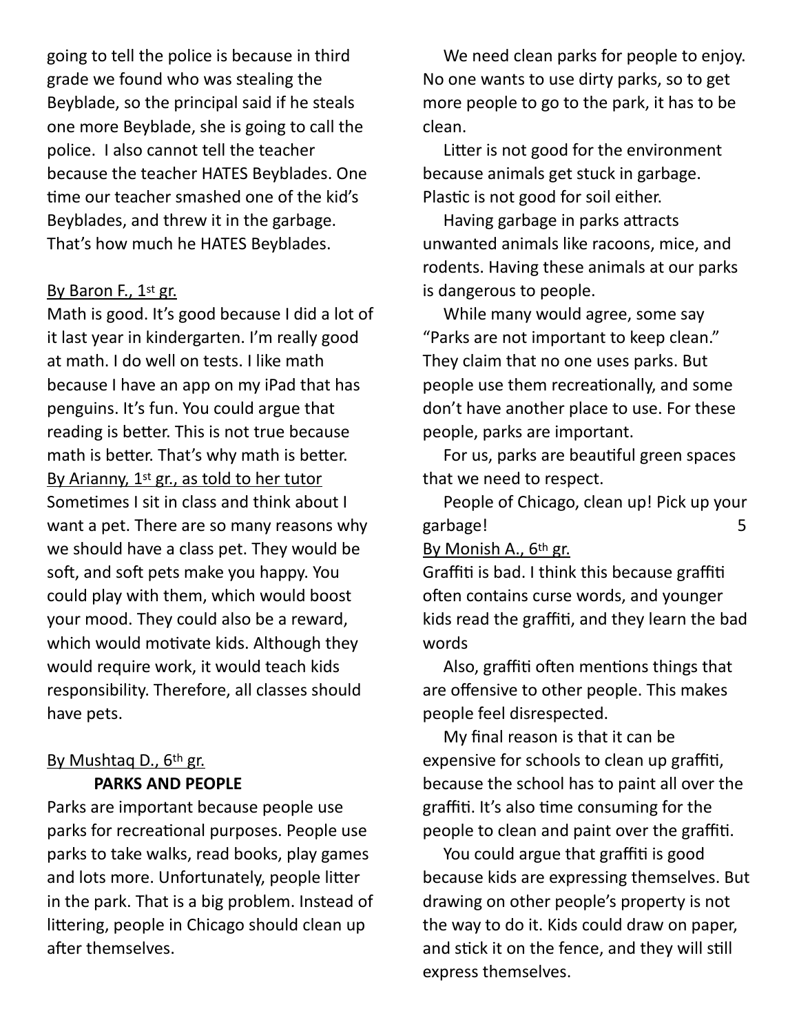going to tell the police is because in third grade we found who was stealing the Beyblade, so the principal said if he steals one more Beyblade, she is going to call the police. I also cannot tell the teacher because the teacher HATES Beyblades. One time our teacher smashed one of the kid's Beyblades, and threw it in the garbage. That's how much he HATES Beyblades.

By Baron F., 1st gr.

Math is good. It's good because I did a lot of it last year in kindergarten. I'm really good at math. I do well on tests. I like math because I have an app on my iPad that has penguins. It's fun. You could argue that reading is better. This is not true because math is better. That's why math is better.

By Arianny, 1st gr., as told to her tutor

Sometimes I sit in class and think about I want a pet. There are so many reasons why we should have a class pet. They would be soft, and soft pets make you happy. You could play with them, which would boost your mood. They could also be a reward, which would motivate kids. Although they would require work, it would teach kids responsibility. Therefore, all classes should have pets.

By Mushtaq D., 6th gr.

**PARKS AND PEOPLE**

Parks are important because people use parks for recreational purposes. People use parks to take walks, read books, play games and lots more. Unfortunately, people litter in the park. That is a big problem. Instead of littering, people in Chicago should clean up after themselves.

We need clean parks for people to enjoy. No one wants to use dirty parks, so to get more people to go to the park, it has to be clean.

Litter is not good for the environment because animals get stuck in garbage. Plastic is not good for soil either.

Having garbage in parks attracts unwanted animals like racoons, mice, and rodents. Having these animals at our parks is dangerous to people.

While many would agree, some say "Parks are not important to keep clean." They claim that no one uses parks. But people use them recreationally, and some don't have another place to use. For these people, parks are important.

For us, parks are beautiful green spaces that we need to respect.

People of Chicago, clean up! Pick up your garbage!

By Monish A., 6th gr.

Graffiti is bad. I think this because graffiti often contains curse words, and younger kids read the graffiti, and they learn the bad words

Also, graffiti often mentions things that are offensive to other people. This makes people feel disrespected.

My final reason is that it can be expensive for schools to clean up graffiti, because the school has to paint all over the graffiti. It's also time consuming for the people to clean and paint over the graffiti.

You could argue that graffiti is good because kids are expressing themselves. But drawing on other people's property is not the way to do it. Kids could draw on paper, and stick it on the fence, and they will still express themselves.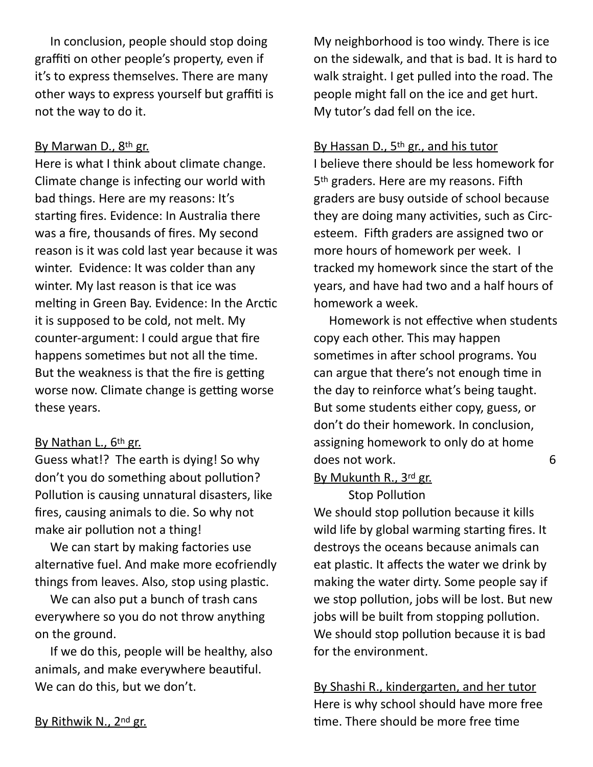In conclusion, people should stop doing graffiti on other people's property, even if it's to express themselves. There are many other ways to express yourself but graffiti is not the way to do it.

By Marwan D., 8th gr.

Here is what I think about climate change. Climate change is infecting our world with bad things. Here are my reasons: It's starting fires. Evidence: In Australia there was a fire, thousands of fires. My second reason is it was cold last year because it was winter. Evidence: It was colder than any winter. My last reason is that ice was melting in Green Bay. Evidence: In the Arctic it is supposed to be cold, not melt. My counter-argument: I could argue that fire happens sometimes but not all the time. But the weakness is that the fire is getting worse now. Climate change is getting worse these years.

By Nathan L., 6th gr.

Guess what!? The earth is dying! So why don't you do something about pollution? Pollution is causing unnatural disasters, like fires, causing animals to die. So why not make air pollution not a thing!

We can start by making factories use alternative fuel. And make more ecofriendly things from leaves. Also, stop using plastic.

We can also put a bunch of trash cans everywhere so you do not throw anything on the ground.

If we do this, people will be healthy, also animals, and make everywhere beautiful. We can do this, but we don't.

By Rithwik N., 2nd gr.

My neighborhood is too windy. There is ice on the sidewalk, and that is bad. It is hard to walk straight. I get pulled into the road. The people might fall on the ice and get hurt. My tutor's dad fell on the ice.

By Hassan D., 5th gr., and his tutor

I believe there should be less homework for 5th graders. Here are my reasons. Fifth graders are busy outside of school because they are doing many activities, such as Circ-esteem. Fifth graders are assigned two or more hours of homework per week. I tracked my homework since the start of the years, and have had two and a half hours of homework a week.

Homework is not effective when students copy each other. This may happen sometimes in after school programs. You can argue that there's not enough time in the day to reinforce what's being taught. But some students either copy, guess, or don't do their homework. In conclusion, assigning homework to only do at home does not work.

By Mukunth R., 3rd gr.

Stop Pollution

We should stop pollution because it kills wild life by global warming starting fires. It destroys the oceans because animals can eat plastic. It affects the water we drink by making the water dirty. Some people say if we stop pollution, jobs will be lost. But new jobs will be built from stopping pollution. We should stop pollution because it is bad for the environment.

By Shashi R., kindergarten, and her tutor

Here is why school should have more free time. There should be more free time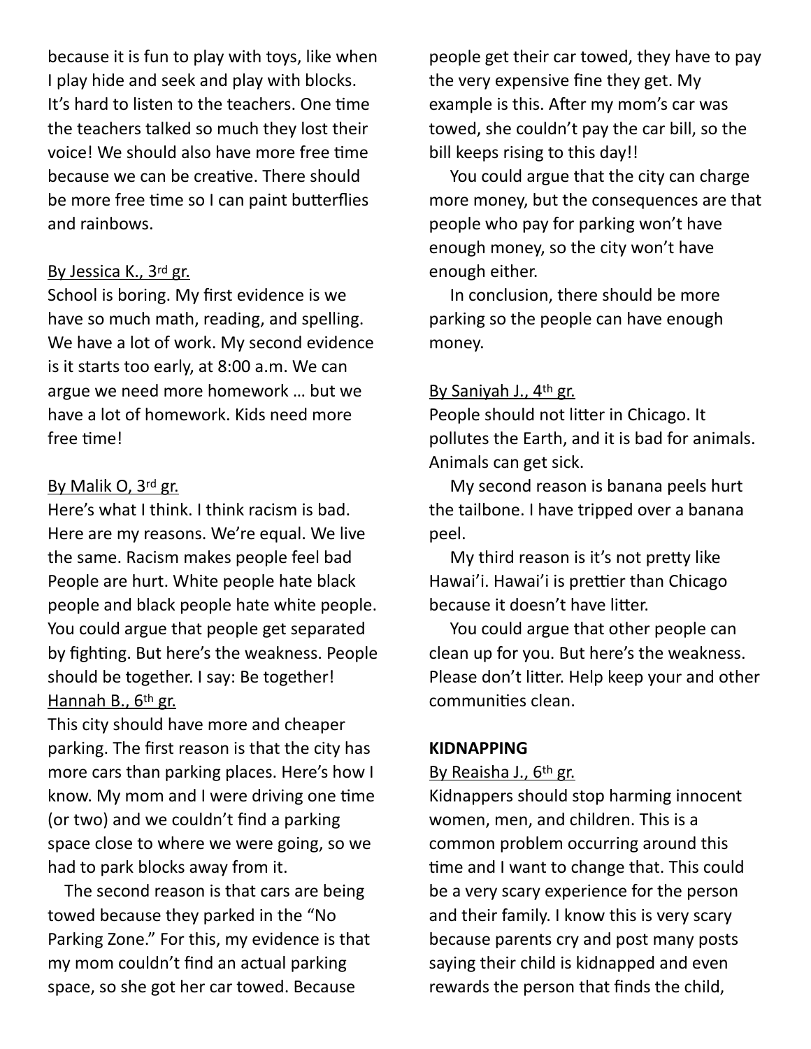because it is fun to play with toys, like when I play hide and seek and play with blocks. It's hard to listen to the teachers. One time the teachers talked so much they lost their voice! We should also have more free time because we can be creative. There should be more free time so I can paint butterflies and rainbows.

By Jessica K., 3rd gr.

School is boring. My first evidence is we have so much math, reading, and spelling. We have a lot of work. My second evidence is it starts too early, at 8:00 a.m. We can argue we need more homework … but we have a lot of homework. Kids need more free time!

By Malik O, 3rd gr.

Here's what I think. I think racism is bad. Here are my reasons. We're equal. We live the same. Racism makes people feel bad People are hurt. White people hate black people and black people hate white people. You could argue that people get separated by fighting. But here's the weakness. People should be together. I say: Be together!

Hannah B., 6th gr.

This city should have more and cheaper parking. The first reason is that the city has more cars than parking places. Here's how I know. My mom and I were driving one time (or two) and we couldn't find a parking space close to where we were going, so we had to park blocks away from it.

The second reason is that cars are being towed because they parked in the "No Parking Zone." For this, my evidence is that my mom couldn't find an actual parking space, so she got her car towed. Because people get their car towed, they have to pay the very expensive fine they get. My example is this. After my mom's car was towed, she couldn't pay the car bill, so the bill keeps rising to this day!!

You could argue that the city can charge more money, but the consequences are that people who pay for parking won't have enough money, so the city won't have enough either.

In conclusion, there should be more parking so the people can have enough money.

By Saniyah J., 4th gr.

People should not litter in Chicago. It pollutes the Earth, and it is bad for animals. Animals can get sick.

My second reason is banana peels hurt the tailbone. I have tripped over a banana peel.

My third reason is it's not pretty like Hawai'i. Hawai'i is prettier than Chicago because it doesn't have litter.

You could argue that other people can clean up for you. But here's the weakness. Please don't litter. Help keep your and other communities clean.

**KIDNAPPING**

By Reaisha J., 6th gr.

Kidnappers should stop harming innocent women, men, and children. This is a common problem occurring around this time and I want to change that. This could be a very scary experience for the person and their family. I know this is very scary because parents cry and post many posts saying their child is kidnapped and even rewards the person that finds the child,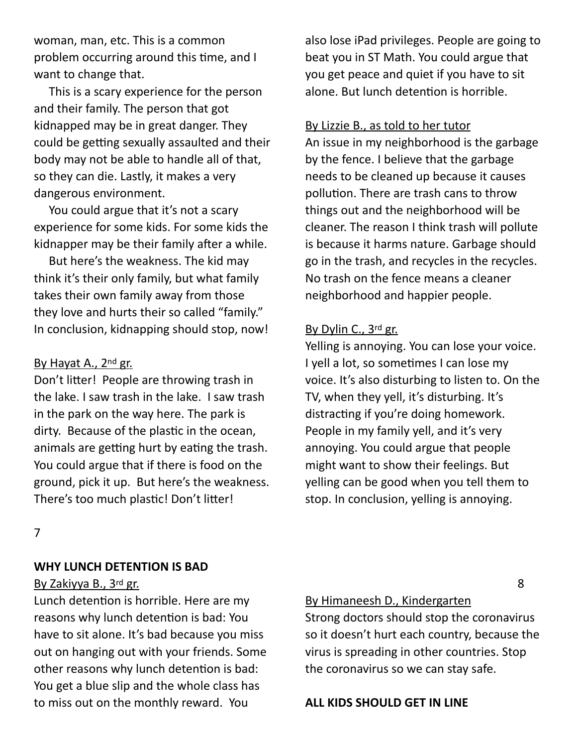woman, man, etc. This is a common problem occurring around this time, and I want to change that.

This is a scary experience for the person and their family. The person that got kidnapped may be in great danger. They could be getting sexually assaulted and their body may not be able to handle all of that, so they can die. Lastly, it makes a very dangerous environment.

You could argue that it's not a scary experience for some kids. For some kids the kidnapper may be their family after a while.

But here's the weakness. The kid may think it's their only family, but what family takes their own family away from those they love and hurts their so called "family." In conclusion, kidnapping should stop, now!

By Hayat A., 2nd gr.

Don't litter! People are throwing trash in the lake. I saw trash in the lake. I saw trash in the park on the way here. The park is dirty. Because of the plastic in the ocean, animals are getting hurt by eating the trash. You could argue that if there is food on the ground, pick it up. But here's the weakness. There's too much plastic! Don't litter!

**WHY LUNCH DETENTION IS BAD**

By Zakiyya B., 3rd gr.

Lunch detention is horrible. Here are my reasons why lunch detention is bad: You have to sit alone. It's bad because you miss out on hanging out with your friends. Some other reasons why lunch detention is bad: You get a blue slip and the whole class has to miss out on the monthly reward. You also lose iPad privileges. People are going to beat you in ST Math. You could argue that you get peace and quiet if you have to sit alone. But lunch detention is horrible.

By Lizzie B., as told to her tutor

An issue in my neighborhood is the garbage by the fence. I believe that the garbage needs to be cleaned up because it causes pollution. There are trash cans to throw things out and the neighborhood will be cleaner. The reason I think trash will pollute is because it harms nature. Garbage should go in the trash, and recycles in the recycles. No trash on the fence means a cleaner neighborhood and happier people.

By Dylin C., 3rd gr.

Yelling is annoying. You can lose your voice. I yell a lot, so sometimes I can lose my voice. It's also disturbing to listen to. On the TV, when they yell, it's disturbing. It's distracting if you're doing homework. People in my family yell, and it's very annoying. You could argue that people might want to show their feelings. But yelling can be good when you tell them to stop. In conclusion, yelling is annoying.

By Himaneesh D., Kindergarten

Strong doctors should stop the coronavirus so it doesn't hurt each country, because the virus is spreading in other countries. Stop the coronavirus so we can stay safe.

**ALL KIDS SHOULD GET IN LINE**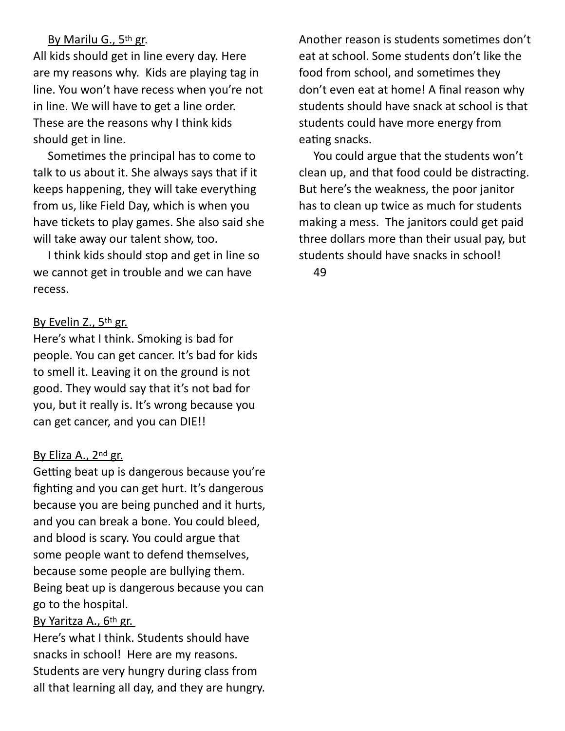By Marilu G., 5th gr.

All kids should get in line every day. Here are my reasons why. Kids are playing tag in line. You won't have recess when you're not in line. We will have to get a line order. These are the reasons why I think kids should get in line.

Sometimes the principal has to come to talk to us about it. She always says that if it keeps happening, they will take everything from us, like Field Day, which is when you have tickets to play games. She also said she will take away our talent show, too.

I think kids should stop and get in line so we cannot get in trouble and we can have recess.

By Evelin Z., 5th gr.

Here's what I think. Smoking is bad for people. You can get cancer. It's bad for kids to smell it. Leaving it on the ground is not good. They would say that it's not bad for you, but it really is. It's wrong because you can get cancer, and you can DIE!!

By Eliza A., 2nd gr.

Getting beat up is dangerous because you're fighting and you can get hurt. It's dangerous because you are being punched and it hurts, and you can break a bone. You could bleed, and blood is scary. You could argue that some people want to defend themselves, because some people are bullying them. Being beat up is dangerous because you can go to the hospital.

By Yaritza A., 6th gr.

Here's what I think. Students should have snacks in school! Here are my reasons. Students are very hungry during class from all that learning all day, and they are hungry. Another reason is students sometimes don't eat at school. Some students don't like the food from school, and sometimes they don't even eat at home! A final reason why students should have snack at school is that students could have more energy from eating snacks.

You could argue that the students won't clean up, and that food could be distracting. But here's the weakness, the poor janitor has to clean up twice as much for students making a mess. The janitors could get paid three dollars more than their usual pay, but students should have snacks in school!